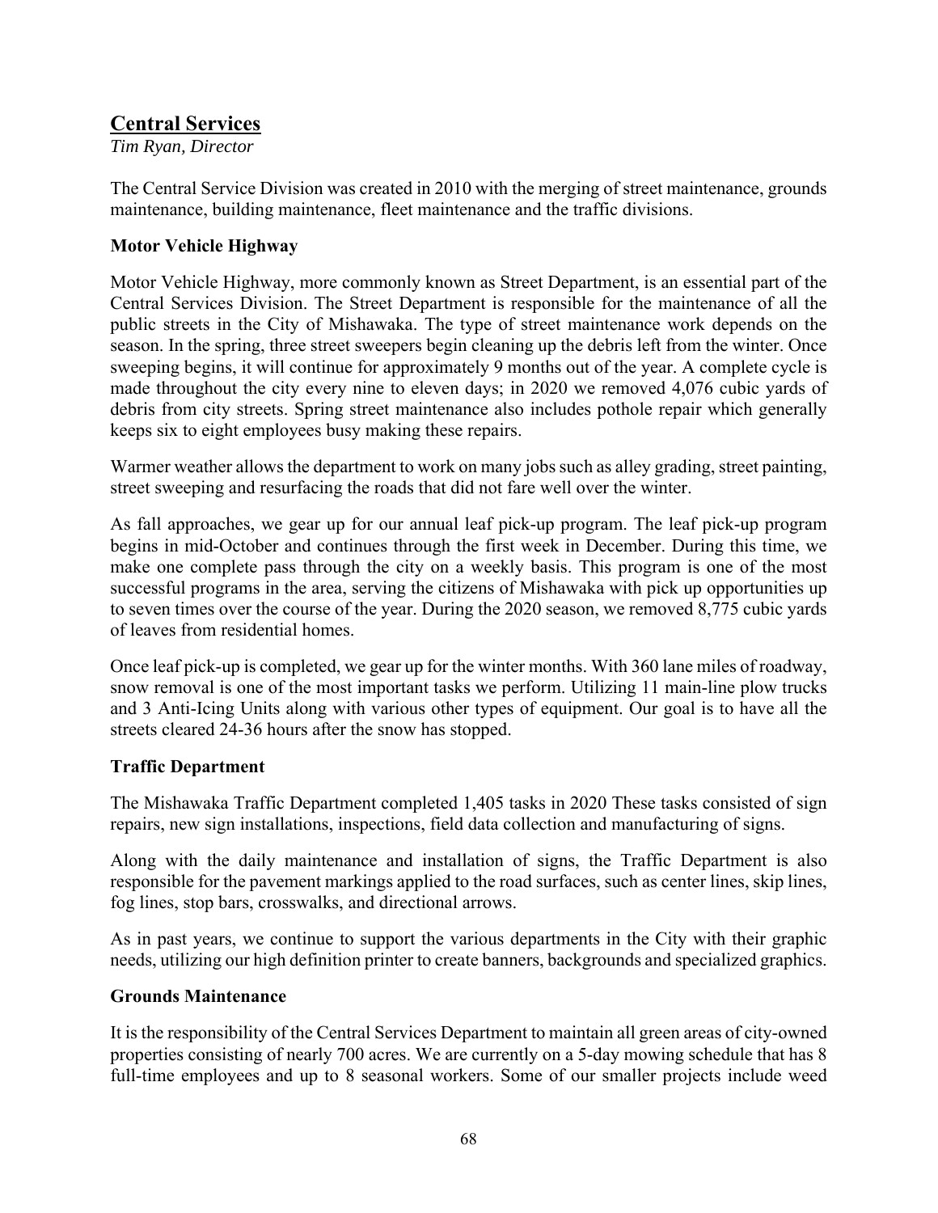## Central Services

*Tim Ryan, Director*

The Central Service Division was created in 2010 with the merging of street maintenance, grounds maintenance, building maintenance, fleet maintenance and the traffic divisions.

### Motor Vehicle Highway

Motor Vehicle Highway, more commonly known as Street Department, is an essential part of the Central Services Division. The Street Department is responsible for the maintenance of all the public streets in the City of Mishawaka. The type of street maintenance work depends on the season. In the spring, three street sweepers begin cleaning up the debris left from the winter. Once sweeping begins, it will continue for approximately 9 months out of the year. A complete cycle is made throughout the city every nine to eleven days; in 2020 we removed 4,076 cubic yards of debris from city streets. Spring street maintenance also includes pothole repair which generally keeps six to eight employees busy making these repairs.

Warmer weather allows the department to work on many jobs such as alley grading, street painting, street sweeping and resurfacing the roads that did not fare well over the winter.

As fall approaches, we gear up for our annual leaf pick-up program. The leaf pick-up program begins in mid-October and continues through the first week in December. During this time, we make one complete pass through the city on a weekly basis. This program is one of the most successful programs in the area, serving the citizens of Mishawaka with pick up opportunities up to seven times over the course of the year. During the 2020 season, we removed 8,775 cubic yards of leaves from residential homes.

Once leaf pick-up is completed, we gear up for the winter months. With 360 lane miles of roadway, snow removal is one of the most important tasks we perform. Utilizing 11 main-line plow trucks and 3 Anti-Icing Units along with various other types of equipment. Our goal is to have all the streets cleared 24-36 hours after the snow has stopped.

### Traffic Department

The Mishawaka Traffic Department completed 1,405 tasks in 2020 These tasks consisted of sign repairs, new sign installations, inspections, field data collection and manufacturing of signs.

Along with the daily maintenance and installation of signs, the Traffic Department is also responsible for the pavement markings applied to the road surfaces, such as center lines, skip lines, fog lines, stop bars, crosswalks, and directional arrows.

As in past years, we continue to support the various departments in the City with their graphic needs, utilizing our high definition printer to create banners, backgrounds and specialized graphics.

### Grounds Maintenance

It is the responsibility of the Central Services Department to maintain all green areas of city-owned properties consisting of nearly 700 acres. We are currently on a 5-day mowing schedule that has 8 full-time employees and up to 8 seasonal workers. Some of our smaller projects include weed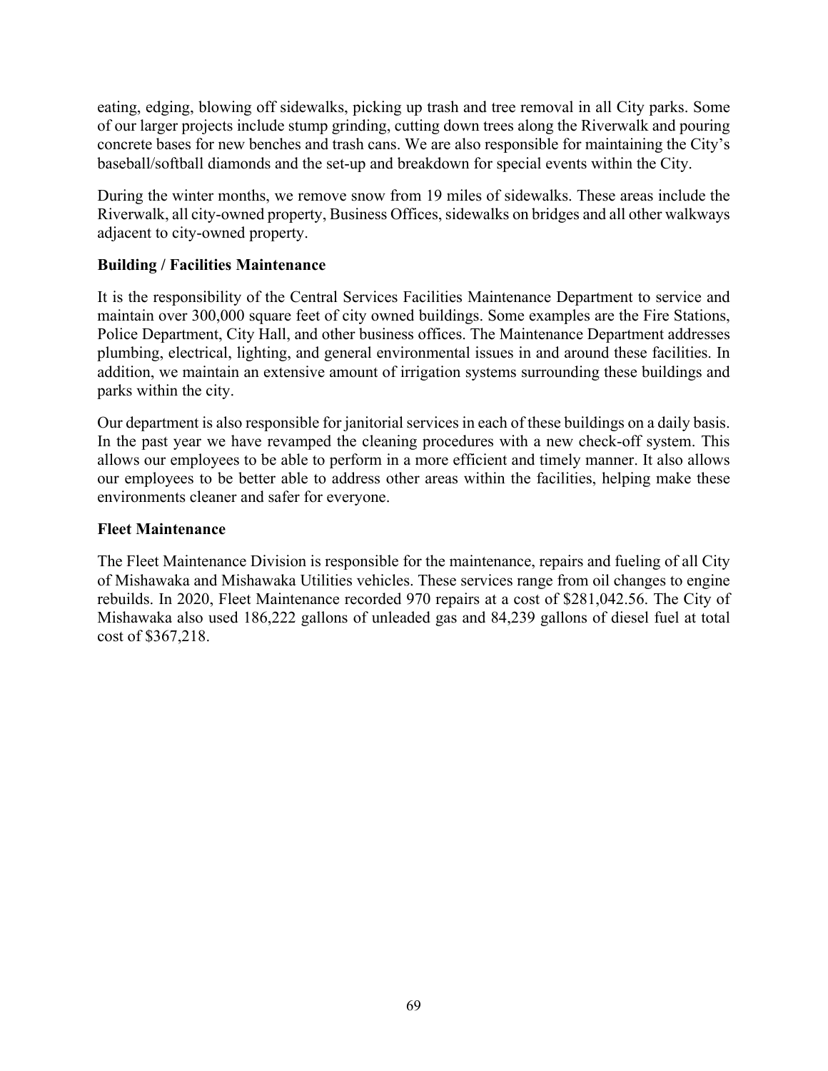eating, edging, blowing off sidewalks, picking up trash and tree removal in all City parks. Some of our larger projects include stump grinding, cutting down trees along the Riverwalk and pouring concrete bases for new benches and trash cans. We are also responsible for maintaining the City's baseball/softball diamonds and the set-up and breakdown for special events within the City.

During the winter months, we remove snow from 19 miles of sidewalks. These areas include the Riverwalk, all city-owned property, Business Offices, sidewalks on bridges and all other walkways adjacent to city-owned property.

**Building / Facilities Maintenance**

It is the responsibility of the Central Services Facilities Maintenance Department to service and maintain over 300,000 square feet of city owned buildings. Some examples are the Fire Stations, Police Department, City Hall, and other business offices. The Maintenance Department addresses plumbing, electrical, lighting, and general environmental issues in and around these facilities. In addition, we maintain an extensive amount of irrigation systems surrounding these buildings and parks within the city.

Our department is also responsible for janitorial services in each of these buildings on a daily basis. In the past year we have revamped the cleaning procedures with a new check-off system. This allows our employees to be able to perform in a more efficient and timely manner. It also allows our employees to be better able to address other areas within the facilities, helping make these environments cleaner and safer for everyone.

**Fleet Maintenance**

The Fleet Maintenance Division is responsible for the maintenance, repairs and fueling of all City of Mishawaka and Mishawaka Utilities vehicles. These services range from oil changes to engine rebuilds. In 2020, Fleet Maintenance recorded 970 repairs at a cost of $281,042.56. The City of Mishawaka also used 186,222 gallons of unleaded gas and 84,239 gallons of diesel fuel at total cost of $367,218.